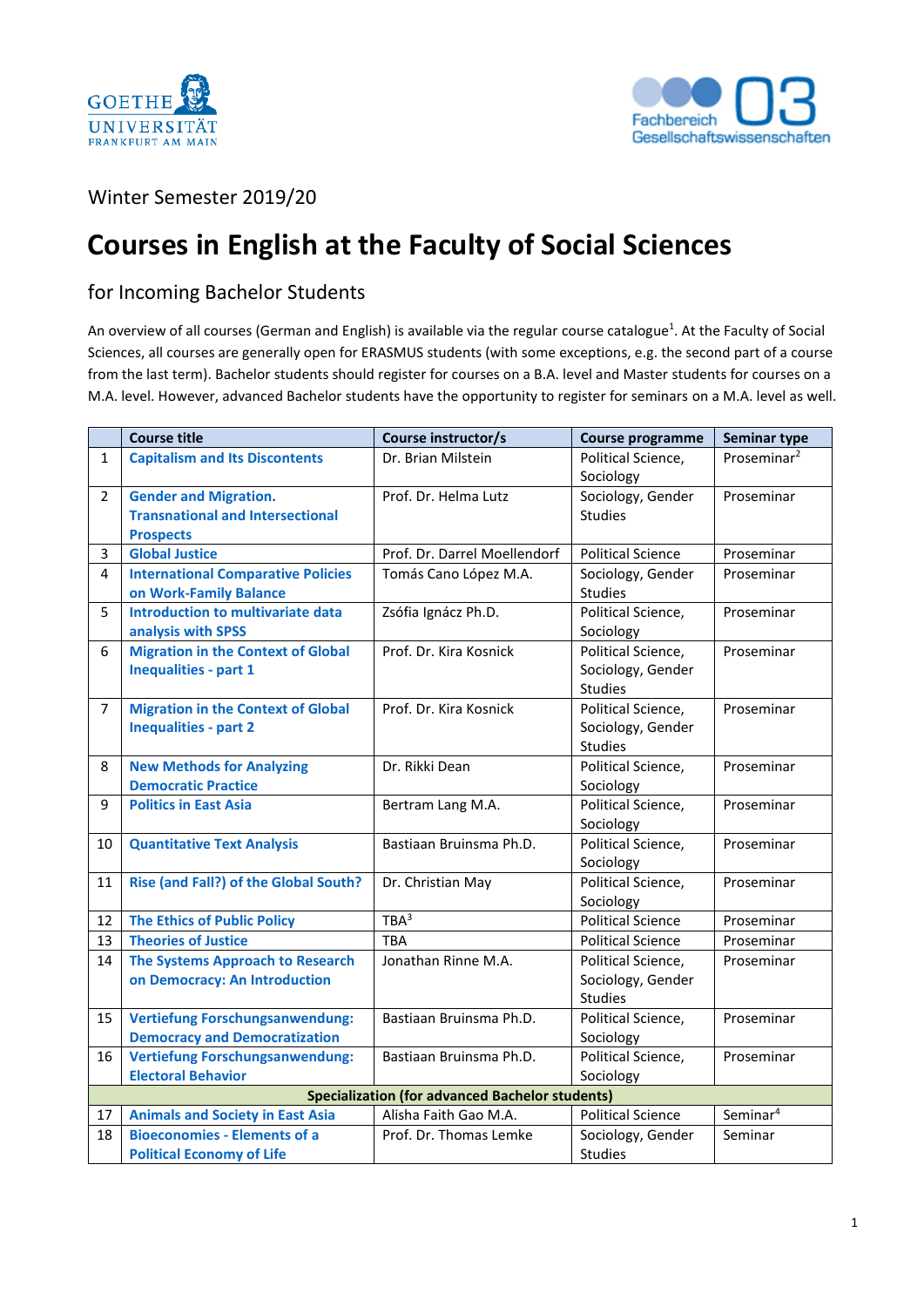Winter Semester 2019/20

# Courses in English at the Faculty of Social Sciences

## for Incoming Bachelor Students

An overview of all courses (German and English) is available via the regular course catalogue[1]. At the Faculty of Social Sciences, all courses are generally open for ERASMUS students (with some exceptions, e.g. the second part of a course from the last term). Bachelor students should register for courses on a B.A. level and Master students for courses on a M.A. level. However, advanced Bachelor students have the opportunity to register for seminars on a M.A. level as well.

| | Course title | Course instructor/s | Course programme | Seminar type |
|---|---|---|---|---|
| 1 | **Capitalism and Its Discontents** | Dr. Brian Milstein | Political Science, Sociology | Proseminar[2] |
| 2 | **Gender and Migration. Transnational and Intersectional Prospects** | Prof. Dr. Helma Lutz | Sociology, Gender Studies | Proseminar |
| 3 | **Global Justice** | Prof. Dr. Darrel Moellendorf | Political Science | Proseminar |
| 4 | **International Comparative Policies on Work-Family Balance** | Tomás Cano López M.A. | Sociology, Gender Studies | Proseminar |
| 5 | **Introduction to multivariate data analysis with SPSS** | Zsófia Ignácz Ph.D. | Political Science, Sociology | Proseminar |
| 6 | **Migration in the Context of Global Inequalities - part 1** | Prof. Dr. Kira Kosnick | Political Science, Sociology, Gender Studies | Proseminar |
| 7 | **Migration in the Context of Global Inequalities - part 2** | Prof. Dr. Kira Kosnick | Political Science, Sociology, Gender Studies | Proseminar |
| 8 | **New Methods for Analyzing Democratic Practice** | Dr. Rikki Dean | Political Science, Sociology | Proseminar |
| 9 | **Politics in East Asia** | Bertram Lang M.A. | Political Science, Sociology | Proseminar |
| 10 | **Quantitative Text Analysis** | Bastiaan Bruinsma Ph.D. | Political Science, Sociology | Proseminar |
| 11 | **Rise (and Fall?) of the Global South?** | Dr. Christian May | Political Science, Sociology | Proseminar |
| 12 | **The Ethics of Public Policy** | TBA[3] | Political Science | Proseminar |
| 13 | **Theories of Justice** | TBA | Political Science | Proseminar |
| 14 | **The Systems Approach to Research on Democracy: An Introduction** | Jonathan Rinne M.A. | Political Science, Sociology, Gender Studies | Proseminar |
| 15 | **Vertiefung Forschungsanwendung: Democracy and Democratization** | Bastiaan Bruinsma Ph.D. | Political Science, Sociology | Proseminar |
| 16 | **Vertiefung Forschungsanwendung: Electoral Behavior** | Bastiaan Bruinsma Ph.D. | Political Science, Sociology | Proseminar |
| | **Specialization (for advanced Bachelor students)** | | | |
| 17 | **Animals and Society in East Asia** | Alisha Faith Gao M.A. | Political Science | Seminar[4] |
| 18 | **Bioeconomies - Elements of a Political Economy of Life** | Prof. Dr. Thomas Lemke | Sociology, Gender Studies | Seminar |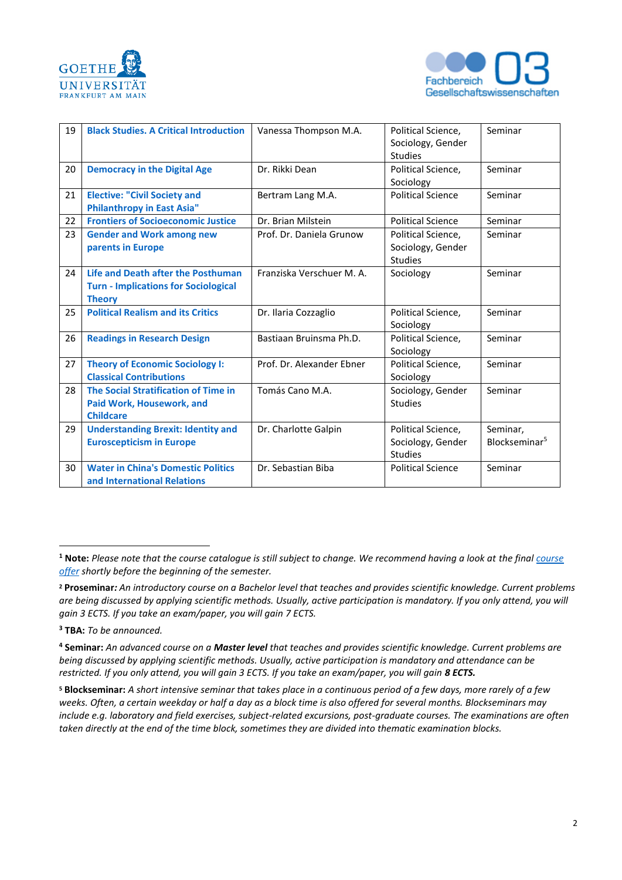| | | | | |
|---|---|---|---|---|
| 19 | **Black Studies. A Critical Introduction** | Vanessa Thompson M.A. | Political Science, Sociology, Gender Studies | Seminar |
| 20 | **Democracy in the Digital Age** | Dr. Rikki Dean | Political Science, Sociology | Seminar |
| 21 | **Elective: "Civil Society and Philanthropy in East Asia"** | Bertram Lang M.A. | Political Science | Seminar |
| 22 | **Frontiers of Socioeconomic Justice** | Dr. Brian Milstein | Political Science | Seminar |
| 23 | **Gender and Work among new parents in Europe** | Prof. Dr. Daniela Grunow | Political Science, Sociology, Gender Studies | Seminar |
| 24 | **Life and Death after the Posthuman Turn - Implications for Sociological Theory** | Franziska Verschuer M. A. | Sociology | Seminar |
| 25 | **Political Realism and its Critics** | Dr. Ilaria Cozzaglio | Political Science, Sociology | Seminar |
| 26 | **Readings in Research Design** | Bastiaan Bruinsma Ph.D. | Political Science, Sociology | Seminar |
| 27 | **Theory of Economic Sociology I: Classical Contributions** | Prof. Dr. Alexander Ebner | Political Science, Sociology | Seminar |
| 28 | **The Social Stratification of Time in Paid Work, Housework, and Childcare** | Tomás Cano M.A. | Sociology, Gender Studies | Seminar |
| 29 | **Understanding Brexit: Identity and Euroscepticism in Europe** | Dr. Charlotte Galpin | Political Science, Sociology, Gender Studies | Seminar, Blockseminar[5] |
| 30 | **Water in China's Domestic Politics and International Relations** | Dr. Sebastian Biba | Political Science | Seminar |

---

[1] **Note:** *Please note that the course catalogue is still subject to change. We recommend having a look at the final course offer shortly before the beginning of the semester.*

[2] **Proseminar:** *An introductory course on a Bachelor level that teaches and provides scientific knowledge. Current problems are being discussed by applying scientific methods. Usually, active participation is mandatory. If you only attend, you will gain 3 ECTS. If you take an exam/paper, you will gain 7 ECTS.*

[3] **TBA:** *To be announced.*

[4] **Seminar:** *An advanced course on a* ***Master level*** *that teaches and provides scientific knowledge. Current problems are being discussed by applying scientific methods. Usually, active participation is mandatory and attendance can be restricted. If you only attend, you will gain 3 ECTS. If you take an exam/paper, you will gain* ***8 ECTS.***

[5] **Blockseminar:** *A short intensive seminar that takes place in a continuous period of a few days, more rarely of a few weeks. Often, a certain weekday or half a day as a block time is also offered for several months. Blockseminars may include e.g. laboratory and field exercises, subject-related excursions, post-graduate courses. The examinations are often taken directly at the end of the time block, sometimes they are divided into thematic examination blocks.*